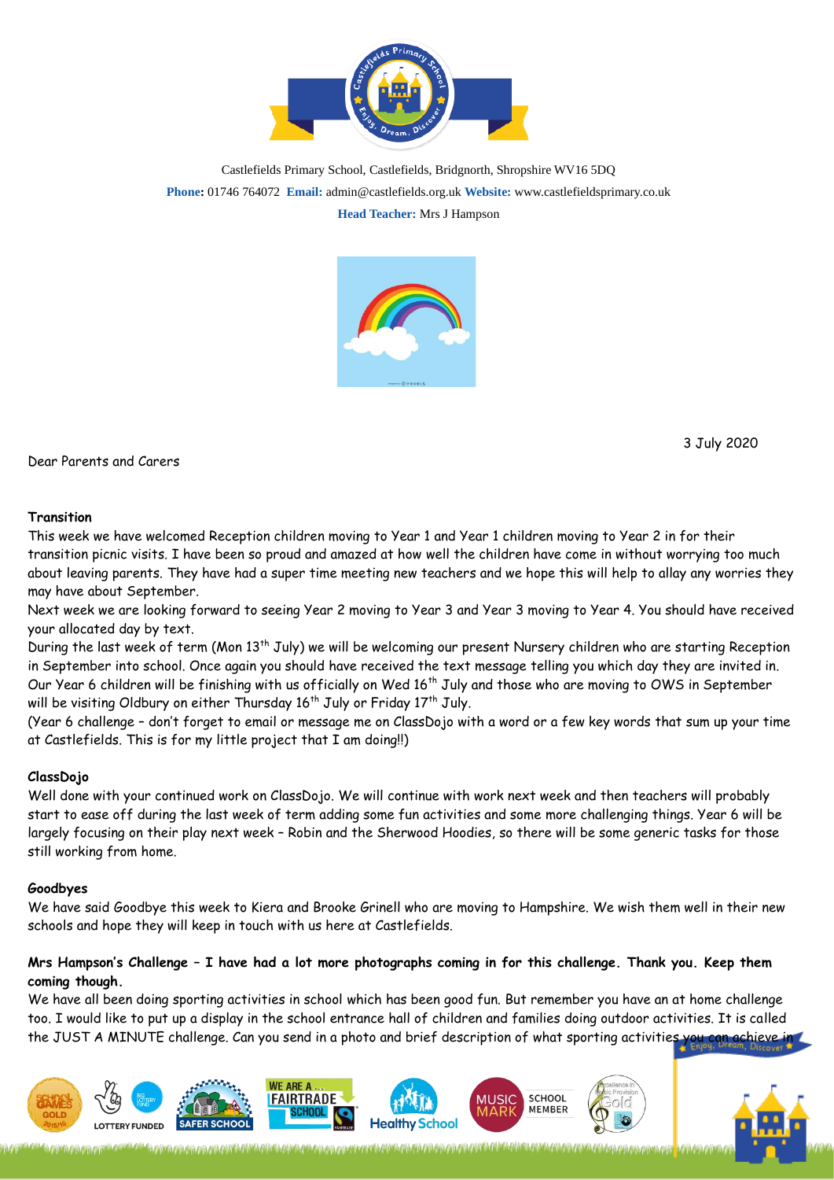Castlefields Primary School, Castlefields, Bridgnorth, Shropshire WV16 5DQ

**Phone:** 01746 764072 **Email:** admin@castlefields.org.uk **Website:** www.castlefieldsprimary.co.uk

**Head Teacher:** Mrs J Hampson

3 July 2020

Dear Parents and Carers

**Transition**

This week we have welcomed Reception children moving to Year 1 and Year 1 children moving to Year 2 in for their transition picnic visits. I have been so proud and amazed at how well the children have come in without worrying too much about leaving parents. They have had a super time meeting new teachers and we hope this will help to allay any worries they may have about September.

Next week we are looking forward to seeing Year 2 moving to Year 3 and Year 3 moving to Year 4. You should have received your allocated day by text.

During the last week of term (Mon 13th July) we will be welcoming our present Nursery children who are starting Reception in September into school. Once again you should have received the text message telling you which day they are invited in. Our Year 6 children will be finishing with us officially on Wed 16th July and those who are moving to OWS in September will be visiting Oldbury on either Thursday 16th July or Friday 17th July.

(Year 6 challenge – don't forget to email or message me on ClassDojo with a word or a few key words that sum up your time at Castlefields. This is for my little project that I am doing!!)

**ClassDojo**

Well done with your continued work on ClassDojo. We will continue with work next week and then teachers will probably start to ease off during the last week of term adding some fun activities and some more challenging things. Year 6 will be largely focusing on their play next week – Robin and the Sherwood Hoodies, so there will be some generic tasks for those still working from home.

**Goodbyes**

We have said Goodbye this week to Kiera and Brooke Grinell who are moving to Hampshire. We wish them well in their new schools and hope they will keep in touch with us here at Castlefields.

**Mrs Hampson's Challenge – I have had a lot more photographs coming in for this challenge. Thank you. Keep them coming though.**

We have all been doing sporting activities in school which has been good fun. But remember you have an at home challenge too. I would like to put up a display in the school entrance hall of children and families doing outdoor activities. It is called the JUST A MINUTE challenge. Can you send in a photo and brief description of what sporting activities you can achieve in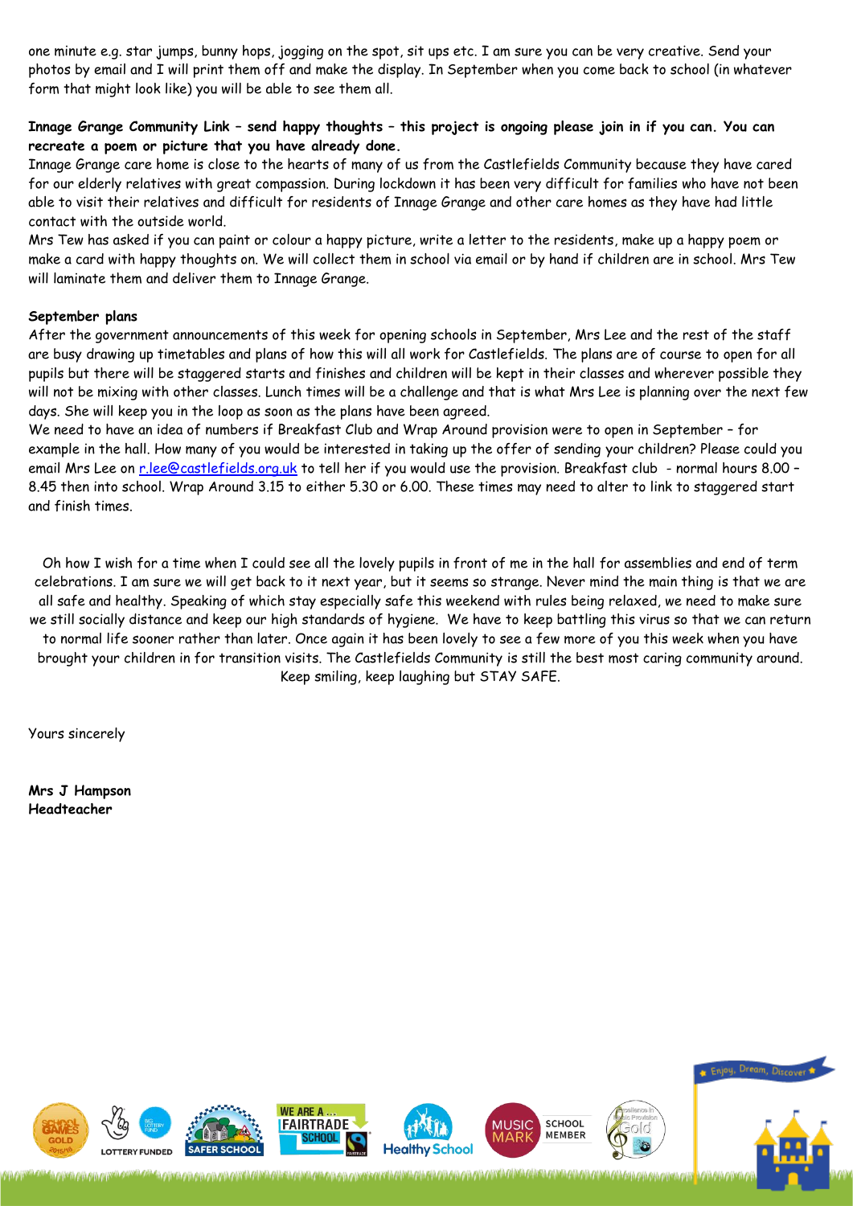one minute e.g. star jumps, bunny hops, jogging on the spot, sit ups etc. I am sure you can be very creative. Send your photos by email and I will print them off and make the display. In September when you come back to school (in whatever form that might look like) you will be able to see them all.

**Innage Grange Community Link – send happy thoughts – this project is ongoing please join in if you can. You can recreate a poem or picture that you have already done.**

Innage Grange care home is close to the hearts of many of us from the Castlefields Community because they have cared for our elderly relatives with great compassion. During lockdown it has been very difficult for families who have not been able to visit their relatives and difficult for residents of Innage Grange and other care homes as they have had little contact with the outside world.

Mrs Tew has asked if you can paint or colour a happy picture, write a letter to the residents, make up a happy poem or make a card with happy thoughts on. We will collect them in school via email or by hand if children are in school. Mrs Tew will laminate them and deliver them to Innage Grange.

**September plans**

After the government announcements of this week for opening schools in September, Mrs Lee and the rest of the staff are busy drawing up timetables and plans of how this will all work for Castlefields. The plans are of course to open for all pupils but there will be staggered starts and finishes and children will be kept in their classes and wherever possible they will not be mixing with other classes. Lunch times will be a challenge and that is what Mrs Lee is planning over the next few days. She will keep you in the loop as soon as the plans have been agreed.

We need to have an idea of numbers if Breakfast Club and Wrap Around provision were to open in September – for example in the hall. How many of you would be interested in taking up the offer of sending your children? Please could you email Mrs Lee on r.lee@castlefields.org.uk to tell her if you would use the provision. Breakfast club - normal hours 8.00 – 8.45 then into school. Wrap Around 3.15 to either 5.30 or 6.00. These times may need to alter to link to staggered start and finish times.

Oh how I wish for a time when I could see all the lovely pupils in front of me in the hall for assemblies and end of term celebrations. I am sure we will get back to it next year, but it seems so strange. Never mind the main thing is that we are all safe and healthy. Speaking of which stay especially safe this weekend with rules being relaxed, we need to make sure we still socially distance and keep our high standards of hygiene. We have to keep battling this virus so that we can return to normal life sooner rather than later. Once again it has been lovely to see a few more of you this week when you have brought your children in for transition visits. The Castlefields Community is still the best most caring community around. Keep smiling, keep laughing but STAY SAFE.

Yours sincerely

**Mrs J Hampson**
**Headteacher**